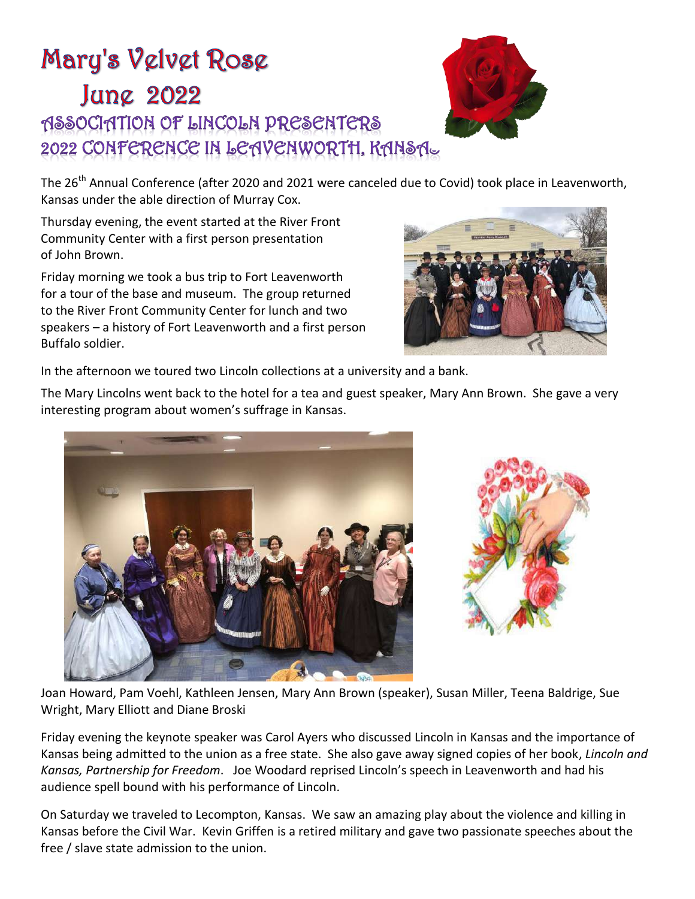# Mary's Velvet Rose

## June 2022

## ASSOCIATION OF LINCOLN PRESENTERS 2022 CONFERENCE IN LEAVENWORTH, KANSAS

The 26th Annual Conference (after 2020 and 2021 were canceled due to Covid) took place in Leavenworth, Kansas under the able direction of Murray Cox.

Thursday evening, the event started at the River Front Community Center with a first person presentation of John Brown.

Friday morning we took a bus trip to Fort Leavenworth for a tour of the base and museum. The group returned to the River Front Community Center for lunch and two speakers – a history of Fort Leavenworth and a first person Buffalo soldier.

In the afternoon we toured two Lincoln collections at a university and a bank.

The Mary Lincolns went back to the hotel for a tea and guest speaker, Mary Ann Brown. She gave a very interesting program about women's suffrage in Kansas.

Joan Howard, Pam Voehl, Kathleen Jensen, Mary Ann Brown (speaker), Susan Miller, Teena Baldrige, Sue Wright, Mary Elliott and Diane Broski

Friday evening the keynote speaker was Carol Ayers who discussed Lincoln in Kansas and the importance of Kansas being admitted to the union as a free state. She also gave away signed copies of her book, *Lincoln and Kansas, Partnership for Freedom*. Joe Woodard reprised Lincoln's speech in Leavenworth and had his audience spell bound with his performance of Lincoln.

On Saturday we traveled to Lecompton, Kansas. We saw an amazing play about the violence and killing in Kansas before the Civil War. Kevin Griffen is a retired military and gave two passionate speeches about the free / slave state admission to the union.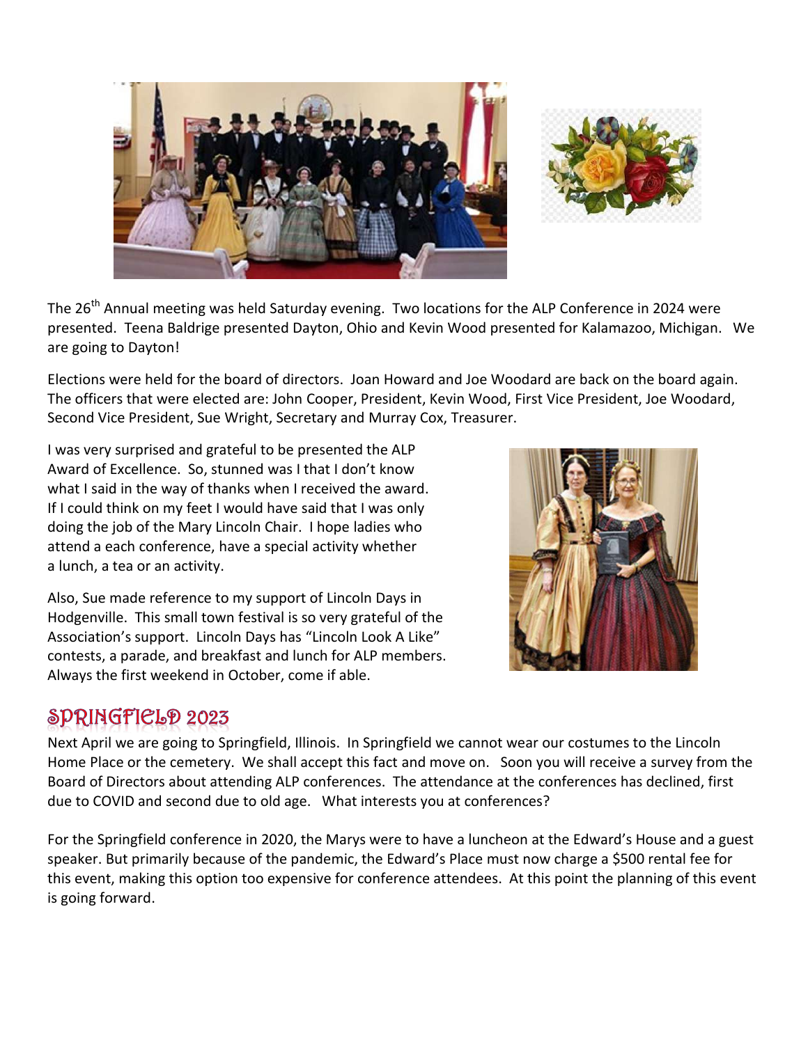The 26th Annual meeting was held Saturday evening. Two locations for the ALP Conference in 2024 were presented. Teena Baldrige presented Dayton, Ohio and Kevin Wood presented for Kalamazoo, Michigan. We are going to Dayton!

Elections were held for the board of directors. Joan Howard and Joe Woodard are back on the board again. The officers that were elected are: John Cooper, President, Kevin Wood, First Vice President, Joe Woodard, Second Vice President, Sue Wright, Secretary and Murray Cox, Treasurer.

I was very surprised and grateful to be presented the ALP Award of Excellence. So, stunned was I that I don't know what I said in the way of thanks when I received the award. If I could think on my feet I would have said that I was only doing the job of the Mary Lincoln Chair. I hope ladies who attend a each conference, have a special activity whether a lunch, a tea or an activity.

Also, Sue made reference to my support of Lincoln Days in Hodgenville. This small town festival is so very grateful of the Association's support. Lincoln Days has "Lincoln Look A Like" contests, a parade, and breakfast and lunch for ALP members. Always the first weekend in October, come if able.

## Springfield 2023

Next April we are going to Springfield, Illinois. In Springfield we cannot wear our costumes to the Lincoln Home Place or the cemetery. We shall accept this fact and move on. Soon you will receive a survey from the Board of Directors about attending ALP conferences. The attendance at the conferences has declined, first due to COVID and second due to old age. What interests you at conferences?

For the Springfield conference in 2020, the Marys were to have a luncheon at the Edward's House and a guest speaker. But primarily because of the pandemic, the Edward's Place must now charge a $500 rental fee for this event, making this option too expensive for conference attendees. At this point the planning of this event is going forward.